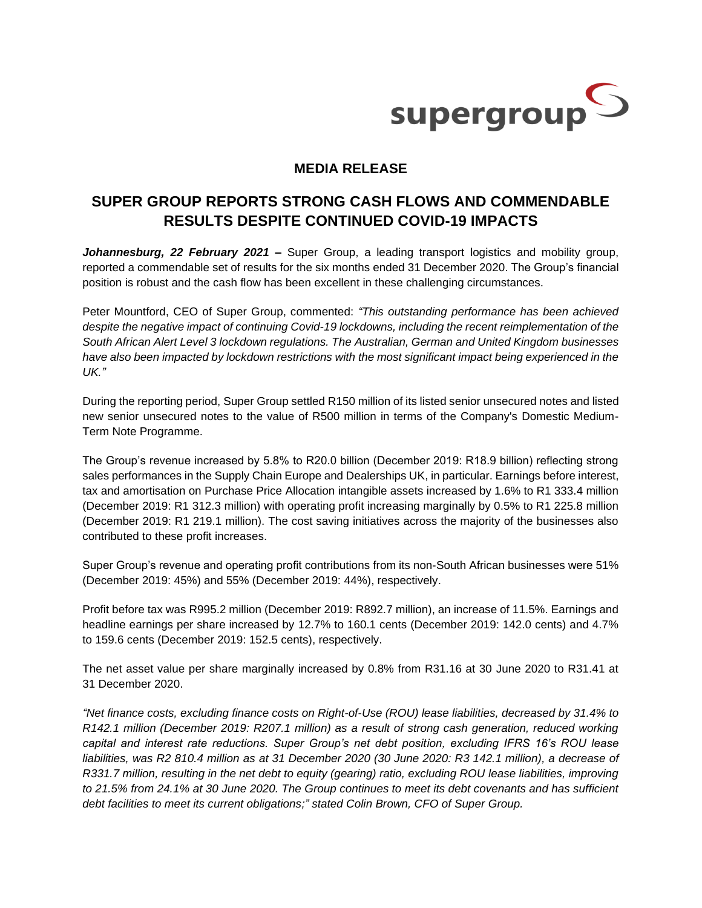supergroup

**MEDIA RELEASE**

# SUPER GROUP REPORTS STRONG CASH FLOWS AND COMMENDABLE RESULTS DESPITE CONTINUED COVID-19 IMPACTS

***Johannesburg, 22 February 2021*** **–** Super Group, a leading transport logistics and mobility group, reported a commendable set of results for the six months ended 31 December 2020. The Group's financial position is robust and the cash flow has been excellent in these challenging circumstances.

Peter Mountford, CEO of Super Group, commented: *"This outstanding performance has been achieved despite the negative impact of continuing Covid-19 lockdowns, including the recent reimplementation of the South African Alert Level 3 lockdown regulations. The Australian, German and United Kingdom businesses have also been impacted by lockdown restrictions with the most significant impact being experienced in the UK."*

During the reporting period, Super Group settled R150 million of its listed senior unsecured notes and listed new senior unsecured notes to the value of R500 million in terms of the Company's Domestic Medium-Term Note Programme.

The Group's revenue increased by 5.8% to R20.0 billion (December 2019: R18.9 billion) reflecting strong sales performances in the Supply Chain Europe and Dealerships UK, in particular. Earnings before interest, tax and amortisation on Purchase Price Allocation intangible assets increased by 1.6% to R1 333.4 million (December 2019: R1 312.3 million) with operating profit increasing marginally by 0.5% to R1 225.8 million (December 2019: R1 219.1 million). The cost saving initiatives across the majority of the businesses also contributed to these profit increases.

Super Group's revenue and operating profit contributions from its non-South African businesses were 51% (December 2019: 45%) and 55% (December 2019: 44%), respectively.

Profit before tax was R995.2 million (December 2019: R892.7 million), an increase of 11.5%. Earnings and headline earnings per share increased by 12.7% to 160.1 cents (December 2019: 142.0 cents) and 4.7% to 159.6 cents (December 2019: 152.5 cents), respectively.

The net asset value per share marginally increased by 0.8% from R31.16 at 30 June 2020 to R31.41 at 31 December 2020.

*"Net finance costs, excluding finance costs on Right-of-Use (ROU) lease liabilities, decreased by 31.4% to R142.1 million (December 2019: R207.1 million) as a result of strong cash generation, reduced working capital and interest rate reductions. Super Group's net debt position, excluding IFRS 16's ROU lease liabilities, was R2 810.4 million as at 31 December 2020 (30 June 2020: R3 142.1 million), a decrease of R331.7 million, resulting in the net debt to equity (gearing) ratio, excluding ROU lease liabilities, improving to 21.5% from 24.1% at 30 June 2020. The Group continues to meet its debt covenants and has sufficient debt facilities to meet its current obligations;" stated Colin Brown, CFO of Super Group.*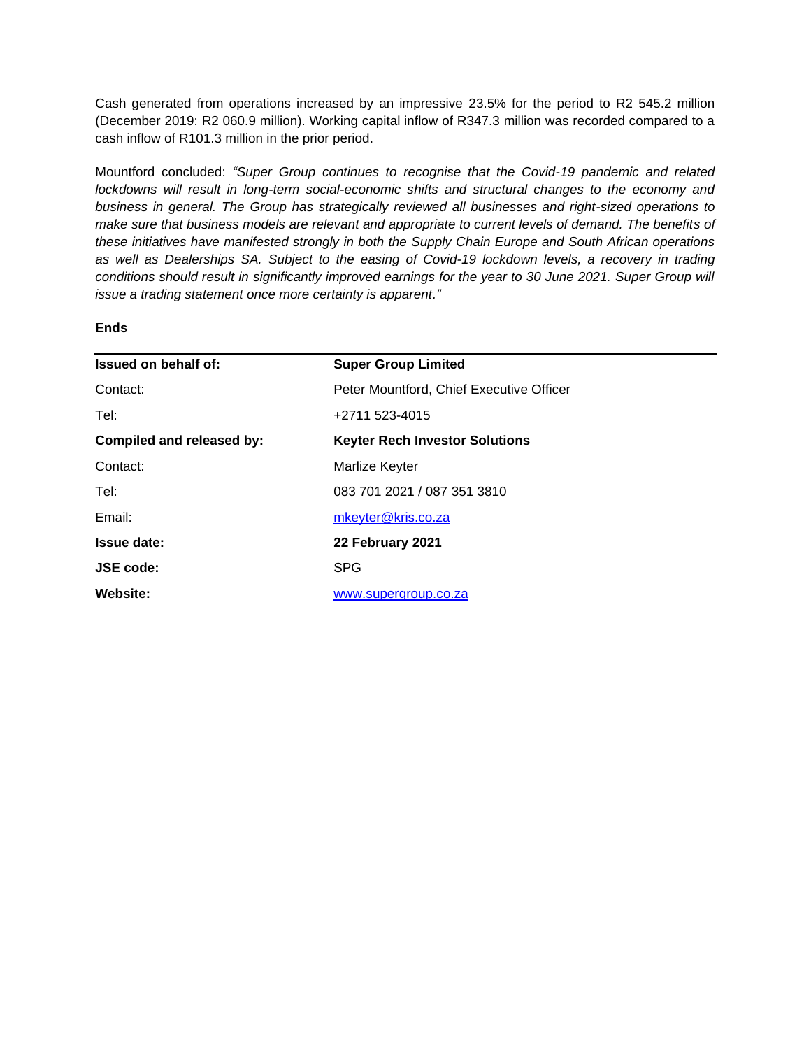Cash generated from operations increased by an impressive 23.5% for the period to R2 545.2 million (December 2019: R2 060.9 million). Working capital inflow of R347.3 million was recorded compared to a cash inflow of R101.3 million in the prior period.

Mountford concluded: *"Super Group continues to recognise that the Covid-19 pandemic and related lockdowns will result in long-term social-economic shifts and structural changes to the economy and business in general. The Group has strategically reviewed all businesses and right-sized operations to make sure that business models are relevant and appropriate to current levels of demand. The benefits of these initiatives have manifested strongly in both the Supply Chain Europe and South African operations as well as Dealerships SA. Subject to the easing of Covid-19 lockdown levels, a recovery in trading conditions should result in significantly improved earnings for the year to 30 June 2021. Super Group will issue a trading statement once more certainty is apparent."*

**Ends**

| **Issued on behalf of:** | **Super Group Limited** |
|---|---|
| Contact: | Peter Mountford, Chief Executive Officer |
| Tel: | +2711 523-4015 |
| **Compiled and released by:** | **Keyter Rech Investor Solutions** |
| Contact: | Marlize Keyter |
| Tel: | 083 701 2021 / 087 351 3810 |
| Email: | mkeyter@kris.co.za |
| **Issue date:** | **22 February 2021** |
| **JSE code:** | SPG |
| **Website:** | www.supergroup.co.za |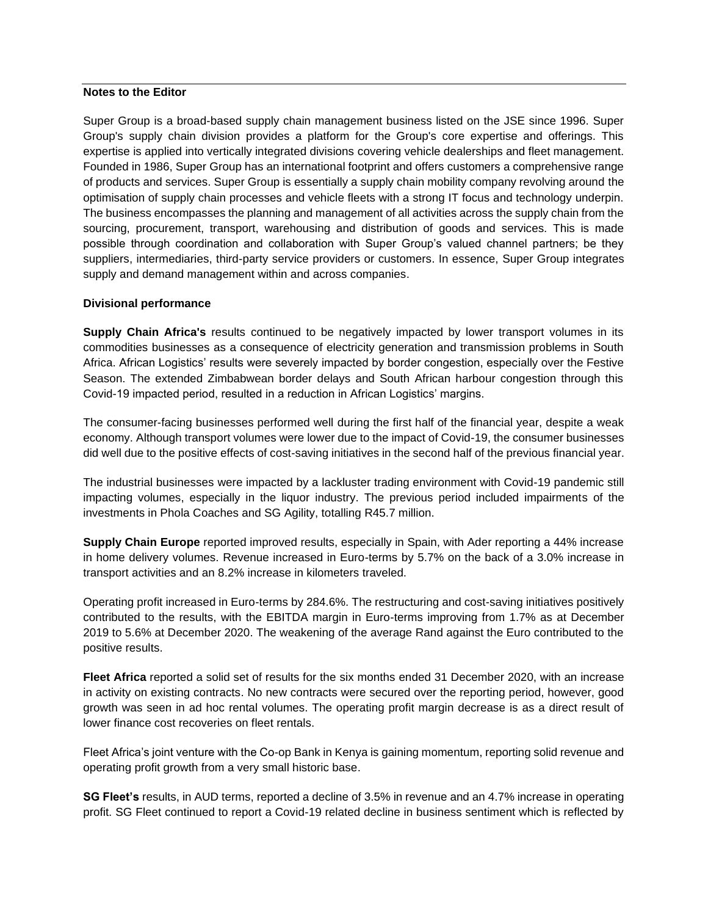**Notes to the Editor**

Super Group is a broad-based supply chain management business listed on the JSE since 1996. Super Group's supply chain division provides a platform for the Group's core expertise and offerings. This expertise is applied into vertically integrated divisions covering vehicle dealerships and fleet management. Founded in 1986, Super Group has an international footprint and offers customers a comprehensive range of products and services. Super Group is essentially a supply chain mobility company revolving around the optimisation of supply chain processes and vehicle fleets with a strong IT focus and technology underpin. The business encompasses the planning and management of all activities across the supply chain from the sourcing, procurement, transport, warehousing and distribution of goods and services. This is made possible through coordination and collaboration with Super Group's valued channel partners; be they suppliers, intermediaries, third-party service providers or customers. In essence, Super Group integrates supply and demand management within and across companies.

**Divisional performance**

**Supply Chain Africa's** results continued to be negatively impacted by lower transport volumes in its commodities businesses as a consequence of electricity generation and transmission problems in South Africa. African Logistics' results were severely impacted by border congestion, especially over the Festive Season. The extended Zimbabwean border delays and South African harbour congestion through this Covid-19 impacted period, resulted in a reduction in African Logistics' margins.

The consumer-facing businesses performed well during the first half of the financial year, despite a weak economy. Although transport volumes were lower due to the impact of Covid-19, the consumer businesses did well due to the positive effects of cost-saving initiatives in the second half of the previous financial year.

The industrial businesses were impacted by a lackluster trading environment with Covid-19 pandemic still impacting volumes, especially in the liquor industry. The previous period included impairments of the investments in Phola Coaches and SG Agility, totalling R45.7 million.

**Supply Chain Europe** reported improved results, especially in Spain, with Ader reporting a 44% increase in home delivery volumes. Revenue increased in Euro-terms by 5.7% on the back of a 3.0% increase in transport activities and an 8.2% increase in kilometers traveled.

Operating profit increased in Euro-terms by 284.6%. The restructuring and cost-saving initiatives positively contributed to the results, with the EBITDA margin in Euro-terms improving from 1.7% as at December 2019 to 5.6% at December 2020. The weakening of the average Rand against the Euro contributed to the positive results.

**Fleet Africa** reported a solid set of results for the six months ended 31 December 2020, with an increase in activity on existing contracts. No new contracts were secured over the reporting period, however, good growth was seen in ad hoc rental volumes. The operating profit margin decrease is as a direct result of lower finance cost recoveries on fleet rentals.

Fleet Africa's joint venture with the Co-op Bank in Kenya is gaining momentum, reporting solid revenue and operating profit growth from a very small historic base.

**SG Fleet's** results, in AUD terms, reported a decline of 3.5% in revenue and an 4.7% increase in operating profit. SG Fleet continued to report a Covid-19 related decline in business sentiment which is reflected by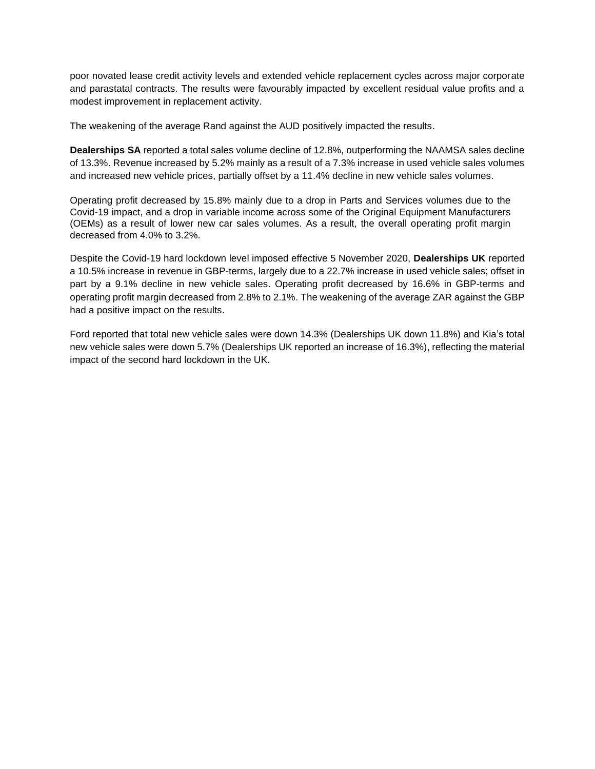poor novated lease credit activity levels and extended vehicle replacement cycles across major corporate and parastatal contracts. The results were favourably impacted by excellent residual value profits and a modest improvement in replacement activity.

The weakening of the average Rand against the AUD positively impacted the results.

**Dealerships SA** reported a total sales volume decline of 12.8%, outperforming the NAAMSA sales decline of 13.3%. Revenue increased by 5.2% mainly as a result of a 7.3% increase in used vehicle sales volumes and increased new vehicle prices, partially offset by a 11.4% decline in new vehicle sales volumes.

Operating profit decreased by 15.8% mainly due to a drop in Parts and Services volumes due to the Covid-19 impact, and a drop in variable income across some of the Original Equipment Manufacturers (OEMs) as a result of lower new car sales volumes. As a result, the overall operating profit margin decreased from 4.0% to 3.2%.

Despite the Covid-19 hard lockdown level imposed effective 5 November 2020, **Dealerships UK** reported a 10.5% increase in revenue in GBP-terms, largely due to a 22.7% increase in used vehicle sales; offset in part by a 9.1% decline in new vehicle sales. Operating profit decreased by 16.6% in GBP-terms and operating profit margin decreased from 2.8% to 2.1%. The weakening of the average ZAR against the GBP had a positive impact on the results.

Ford reported that total new vehicle sales were down 14.3% (Dealerships UK down 11.8%) and Kia's total new vehicle sales were down 5.7% (Dealerships UK reported an increase of 16.3%), reflecting the material impact of the second hard lockdown in the UK.